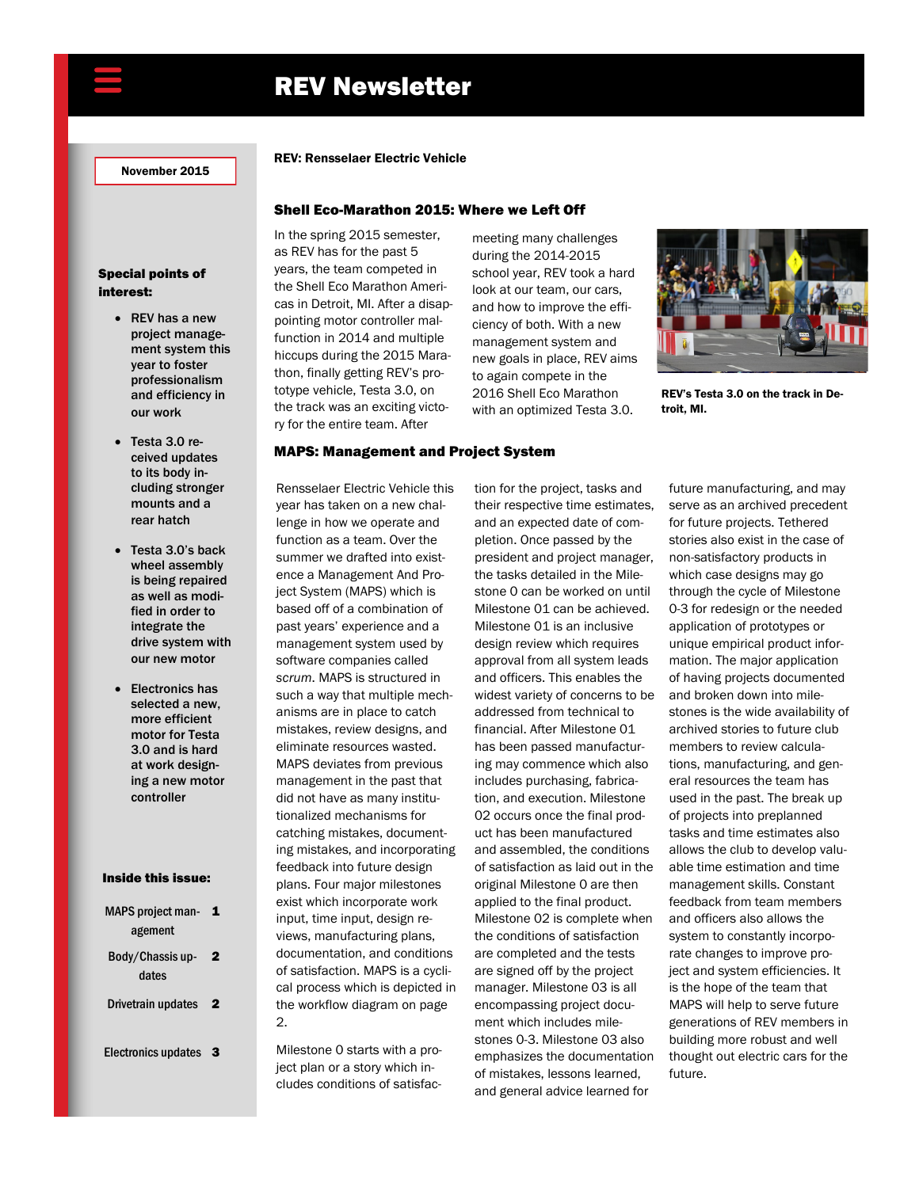# REV Newsletter

November 2015

**Special points of interest:**

- REV has a new project management system this year to foster professionalism and efficiency in our work
- Testa 3.0 received updates to its body including stronger mounts and a rear hatch
- Testa 3.0's back wheel assembly is being repaired as well as modified in order to integrate the drive system with our new motor
- Electronics has selected a new, more efficient motor for Testa 3.0 and is hard at work designing a new motor controller

**Inside this issue:**

| | |
|---|---|
| MAPS project management | 1 |
| Body/Chassis updates | 2 |
| Drivetrain updates | 2 |
| Electronics updates | 3 |

**REV: Rensselaer Electric Vehicle**

## Shell Eco-Marathon 2015: Where we Left Off

In the spring 2015 semester, as REV has for the past 5 years, the team competed in the Shell Eco Marathon Americas in Detroit, MI. After a disappointing motor controller malfunction in 2014 and multiple hiccups during the 2015 Marathon, finally getting REV's prototype vehicle, Testa 3.0, on the track was an exciting victory for the entire team. After meeting many challenges during the 2014-2015 school year, REV took a hard look at our team, our cars, and how to improve the efficiency of both. With a new management system and new goals in place, REV aims to again compete in the 2016 Shell Eco Marathon with an optimized Testa 3.0.

**REV's Testa 3.0 on the track in Detroit, MI.**

## MAPS: Management and Project System

Rensselaer Electric Vehicle this year has taken on a new challenge in how we operate and function as a team. Over the summer we drafted into existence a Management And Project System (MAPS) which is based off of a combination of past years' experience and a management system used by software companies called *scrum*. MAPS is structured in such a way that multiple mechanisms are in place to catch mistakes, review designs, and eliminate resources wasted. MAPS deviates from previous management in the past that did not have as many institutionalized mechanisms for catching mistakes, documenting mistakes, and incorporating feedback into future design plans. Four major milestones exist which incorporate work input, time input, design reviews, manufacturing plans, documentation, and conditions of satisfaction. MAPS is a cyclical process which is depicted in the workflow diagram on page 2.

Milestone 0 starts with a project plan or a story which includes conditions of satisfaction for the project, tasks and their respective time estimates, and an expected date of completion. Once passed by the president and project manager, the tasks detailed in the Milestone 0 can be worked on until Milestone 01 can be achieved. Milestone 01 is an inclusive design review which requires approval from all system leads and officers. This enables the widest variety of concerns to be addressed from technical to financial. After Milestone 01 has been passed manufacturing may commence which also includes purchasing, fabrication, and execution. Milestone 02 occurs once the final product has been manufactured and assembled, the conditions of satisfaction as laid out in the original Milestone 0 are then applied to the final product. Milestone 02 is complete when the conditions of satisfaction are completed and the tests are signed off by the project manager. Milestone 03 is all encompassing project document which includes milestones 0-3. Milestone 03 also emphasizes the documentation of mistakes, lessons learned, and general advice learned for future manufacturing, and may serve as an archived precedent for future projects. Tethered stories also exist in the case of non-satisfactory products in which case designs may go through the cycle of Milestone 0-3 for redesign or the needed application of prototypes or unique empirical product information. The major application of having projects documented and broken down into milestones is the wide availability of archived stories to future club members to review calculations, manufacturing, and general resources the team has used in the past. The break up of projects into preplanned tasks and time estimates also allows the club to develop valuable time estimation and time management skills. Constant feedback from team members and officers also allows the system to constantly incorporate changes to improve project and system efficiencies. It is the hope of the team that MAPS will help to serve future generations of REV members in building more robust and well thought out electric cars for the future.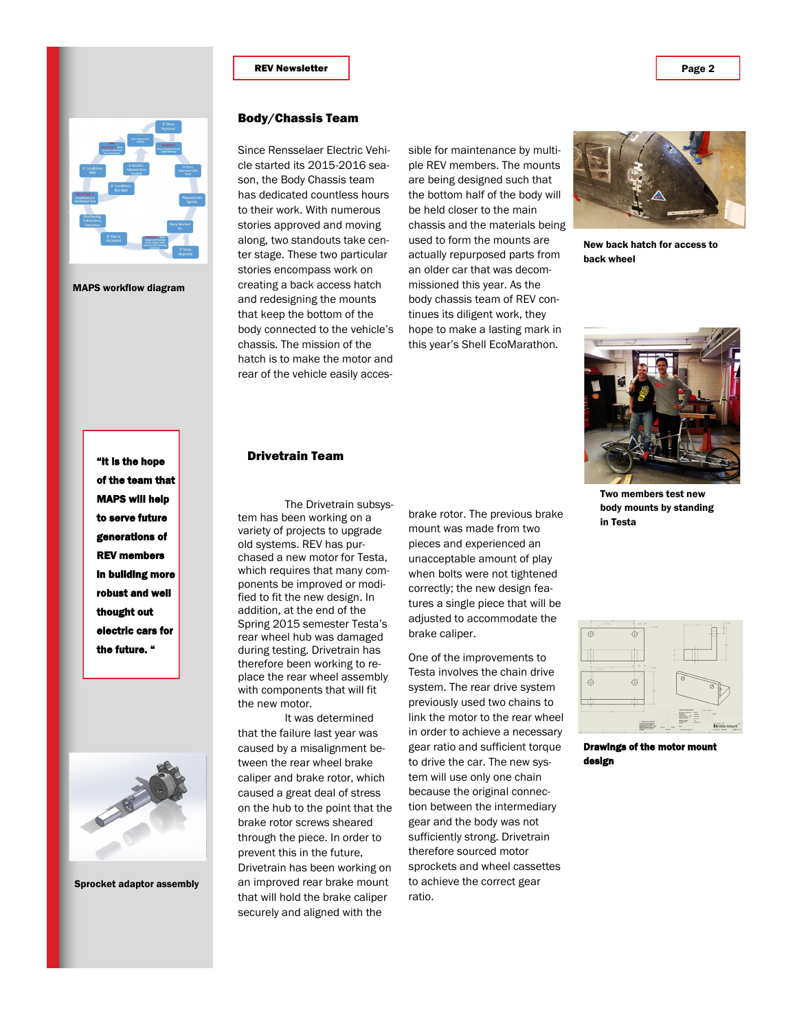## Body/Chassis Team

Since Rensselaer Electric Vehicle started its 2015-2016 season, the Body Chassis team has dedicated countless hours to their work. With numerous stories approved and moving along, two standouts take center stage. These two particular stories encompass work on creating a back access hatch and redesigning the mounts that keep the bottom of the body connected to the vehicle's chassis. The mission of the hatch is to make the motor and rear of the vehicle easily accessible for maintenance by multiple REV members. The mounts are being designed such that the bottom half of the body will be held closer to the main chassis and the materials being used to form the mounts are actually repurposed parts from an older car that was decommissioned this year. As the body chassis team of REV continues its diligent work, they hope to make a lasting mark in this year's Shell EcoMarathon.

**MAPS workflow diagram**

**New back hatch for access to back wheel**

**Two members test new body mounts by standing in Testa**

**"It is the hope of the team that MAPS will help to serve future generations of REV members in building more robust and well thought out electric cars for the future. "**

## Drivetrain Team

The Drivetrain subsystem has been working on a variety of projects to upgrade old systems. REV has purchased a new motor for Testa, which requires that many components be improved or modified to fit the new design. In addition, at the end of the Spring 2015 semester Testa's rear wheel hub was damaged during testing. Drivetrain has therefore been working to replace the rear wheel assembly with components that will fit the new motor.

It was determined that the failure last year was caused by a misalignment between the rear wheel brake caliper and brake rotor, which caused a great deal of stress on the hub to the point that the brake rotor screws sheared through the piece. In order to prevent this in the future, Drivetrain has been working on an improved rear brake mount that will hold the brake caliper securely and aligned with the brake rotor. The previous brake mount was made from two pieces and experienced an unacceptable amount of play when bolts were not tightened correctly; the new design features a single piece that will be adjusted to accommodate the brake caliper.

One of the improvements to Testa involves the chain drive system. The rear drive system previously used two chains to link the motor to the rear wheel in order to achieve a necessary gear ratio and sufficient torque to drive the car. The new system will use only one chain because the original connection between the intermediary gear and the body was not sufficiently strong. Drivetrain therefore sourced motor sprockets and wheel cassettes to achieve the correct gear ratio.

**Sprocket adaptor assembly**

**Drawings of the motor mount design**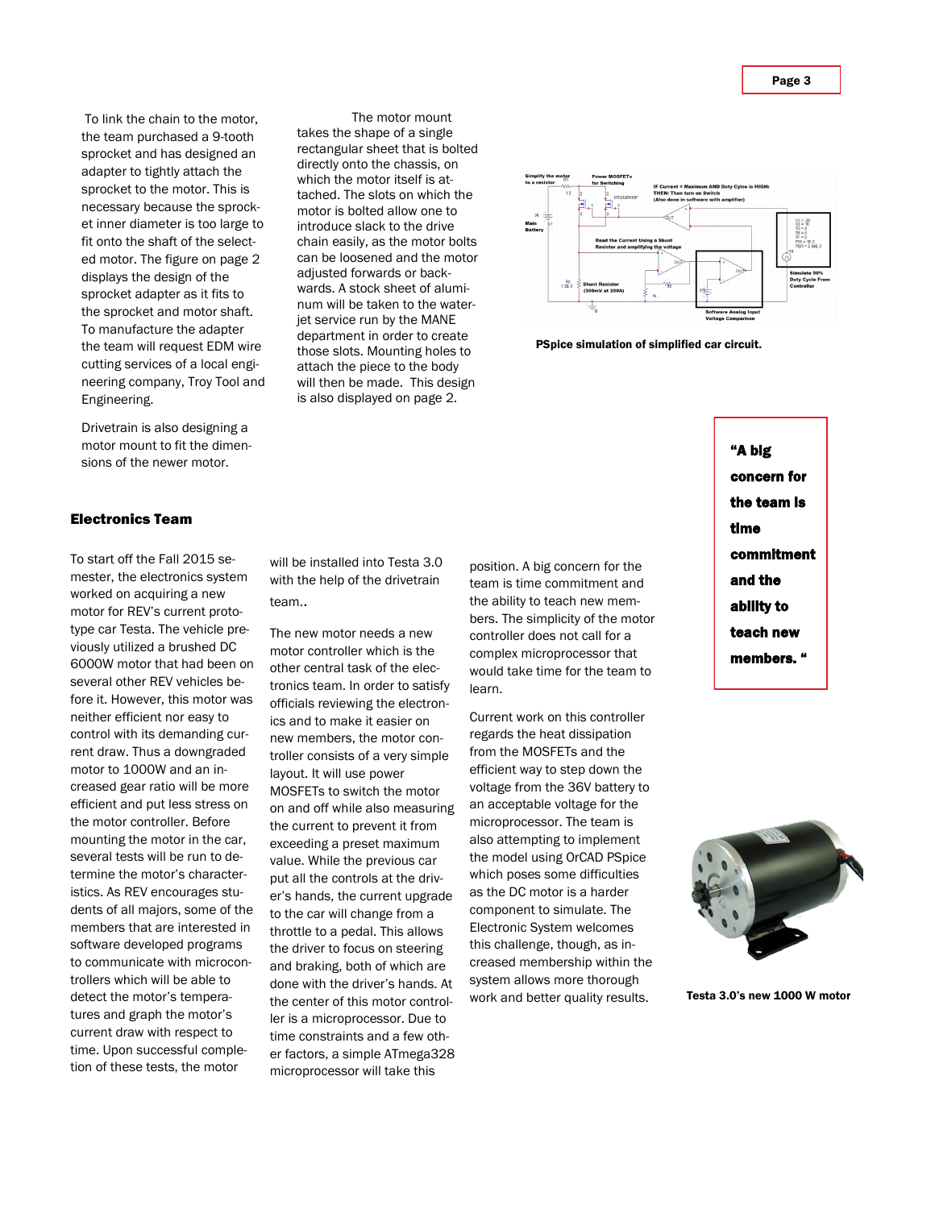To link the chain to the motor, the team purchased a 9-tooth sprocket and has designed an adapter to tightly attach the sprocket to the motor. This is necessary because the sprocket inner diameter is too large to fit onto the shaft of the selected motor. The figure on page 2 displays the design of the sprocket adapter as it fits to the sprocket and motor shaft. To manufacture the adapter the team will request EDM wire cutting services of a local engineering company, Troy Tool and Engineering.

Drivetrain is also designing a motor mount to fit the dimensions of the newer motor.

The motor mount takes the shape of a single rectangular sheet that is bolted directly onto the chassis, on which the motor itself is attached. The slots on which the motor is bolted allow one to introduce slack to the drive chain easily, as the motor bolts can be loosened and the motor adjusted forwards or backwards. A stock sheet of aluminum will be taken to the waterjet service run by the MANE department in order to create those slots. Mounting holes to attach the piece to the body will then be made. This design is also displayed on page 2.

**PSpice simulation of simplified car circuit.**

## Electronics Team

To start off the Fall 2015 semester, the electronics system worked on acquiring a new motor for REV's current prototype car Testa. The vehicle previously utilized a brushed DC 6000W motor that had been on several other REV vehicles before it. However, this motor was neither efficient nor easy to control with its demanding current draw. Thus a downgraded motor to 1000W and an increased gear ratio will be more efficient and put less stress on the motor controller. Before mounting the motor in the car, several tests will be run to determine the motor's characteristics. As REV encourages students of all majors, some of the members that are interested in software developed programs to communicate with microcontrollers which will be able to detect the motor's temperatures and graph the motor's current draw with respect to time. Upon successful completion of these tests, the motor will be installed into Testa 3.0 with the help of the drivetrain team..

The new motor needs a new motor controller which is the other central task of the electronics team. In order to satisfy officials reviewing the electronics and to make it easier on new members, the motor controller consists of a very simple layout. It will use power MOSFETs to switch the motor on and off while also measuring the current to prevent it from exceeding a preset maximum value. While the previous car put all the controls at the driver's hands, the current upgrade to the car will change from a throttle to a pedal. This allows the driver to focus on steering and braking, both of which are done with the driver's hands. At the center of this motor controller is a microprocessor. Due to time constraints and a few other factors, a simple ATmega328 microprocessor will take this position. A big concern for the team is time commitment and the ability to teach new members. The simplicity of the motor controller does not call for a complex microprocessor that would take time for the team to learn.

Current work on this controller regards the heat dissipation from the MOSFETs and the efficient way to step down the voltage from the 36V battery to an acceptable voltage for the microprocessor. The team is also attempting to implement the model using OrCAD PSpice which poses some difficulties as the DC motor is a harder component to simulate. The Electronic System welcomes this challenge, though, as increased membership within the system allows more thorough work and better quality results.

> **"A big concern for the team is time commitment and the ability to teach new members."**

**Testa 3.0's new 1000 W motor**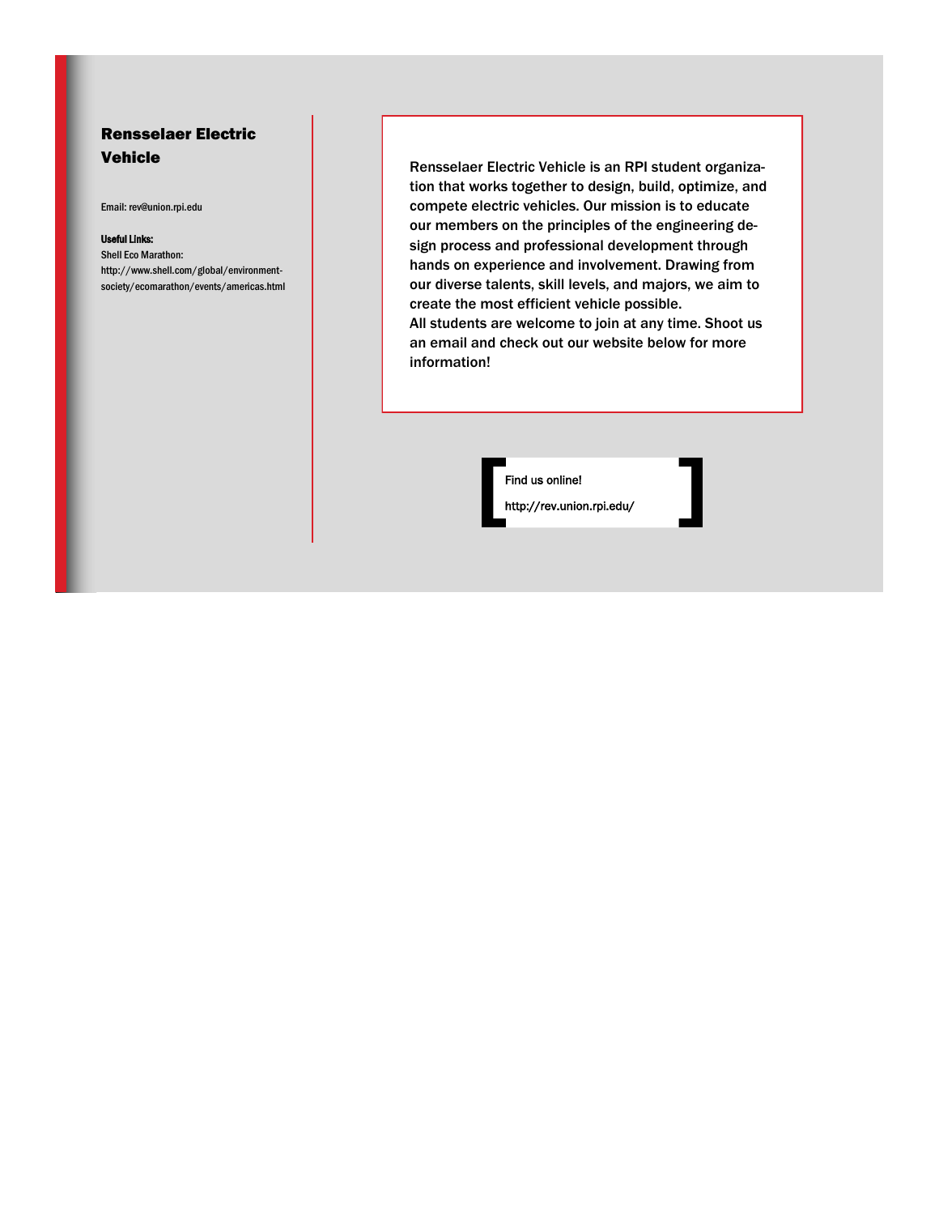## Rensselaer Electric Vehicle

Email: rev@union.rpi.edu

**Useful Links:**
Shell Eco Marathon:
http://www.shell.com/global/environment-society/ecomarathon/events/americas.html

Rensselaer Electric Vehicle is an RPI student organization that works together to design, build, optimize, and compete electric vehicles. Our mission is to educate our members on the principles of the engineering design process and professional development through hands on experience and involvement. Drawing from our diverse talents, skill levels, and majors, we aim to create the most efficient vehicle possible.
All students are welcome to join at any time. Shoot us an email and check out our website below for more information!

Find us online!

http://rev.union.rpi.edu/